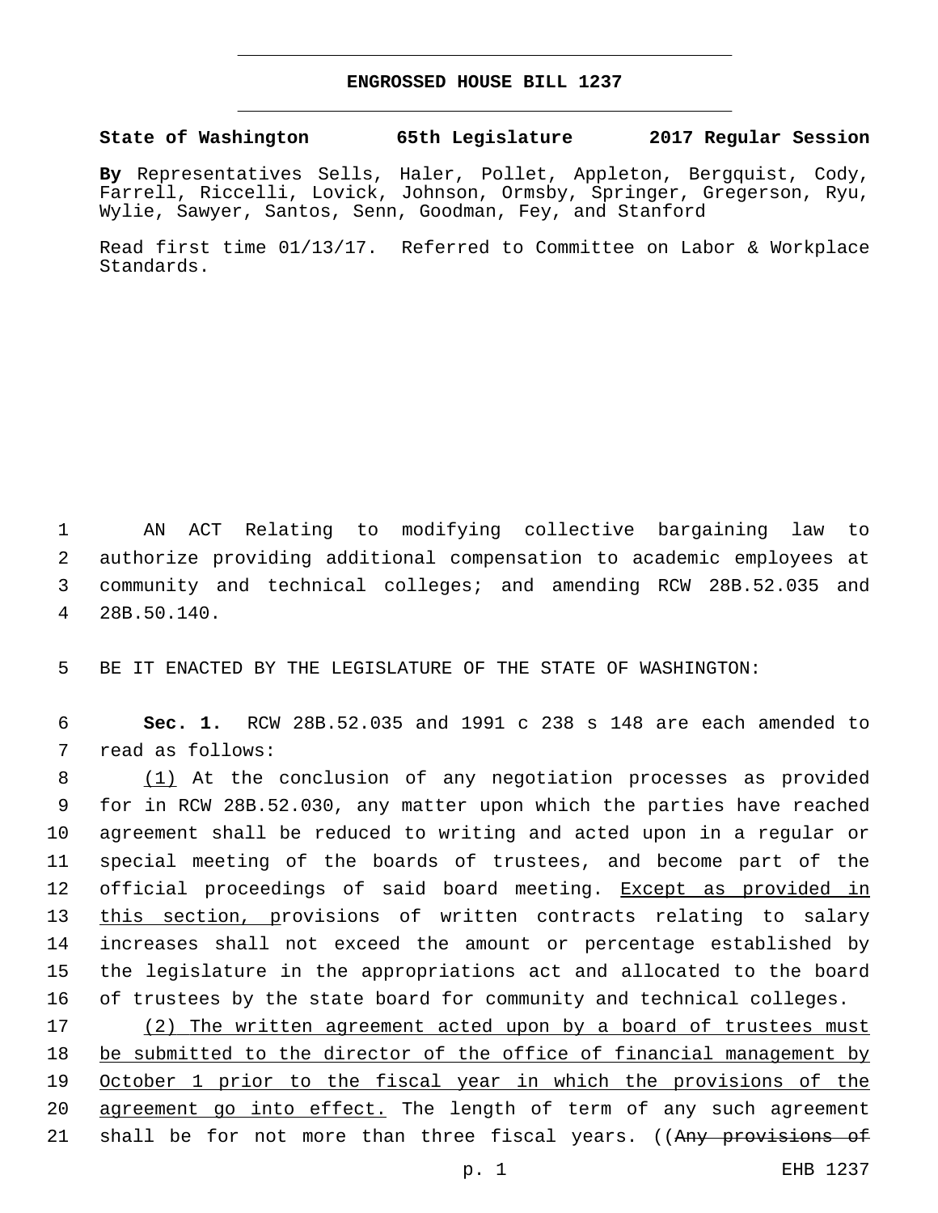# ENGROSSED HOUSE BILL 1237

**State of Washington 65th Legislature 2017 Regular Session**

**By** Representatives Sells, Haler, Pollet, Appleton, Bergquist, Cody, Farrell, Riccelli, Lovick, Johnson, Ormsby, Springer, Gregerson, Ryu, Wylie, Sawyer, Santos, Senn, Goodman, Fey, and Stanford

Read first time 01/13/17. Referred to Committee on Labor & Workplace Standards.

AN ACT Relating to modifying collective bargaining law to authorize providing additional compensation to academic employees at community and technical colleges; and amending RCW 28B.52.035 and 28B.50.140.

BE IT ENACTED BY THE LEGISLATURE OF THE STATE OF WASHINGTON:

**Sec. 1.** RCW 28B.52.035 and 1991 c 238 s 148 are each amended to read as follows:

<u>(1)</u> At the conclusion of any negotiation processes as provided for in RCW 28B.52.030, any matter upon which the parties have reached agreement shall be reduced to writing and acted upon in a regular or special meeting of the boards of trustees, and become part of the official proceedings of said board meeting. <u>Except as provided in this section, p</u>rovisions of written contracts relating to salary increases shall not exceed the amount or percentage established by the legislature in the appropriations act and allocated to the board of trustees by the state board for community and technical colleges.

<u>(2) The written agreement acted upon by a board of trustees must be submitted to the director of the office of financial management by October 1 prior to the fiscal year in which the provisions of the agreement go into effect.</u> The length of term of any such agreement shall be for not more than three fiscal years. ((~~Any provisions of~~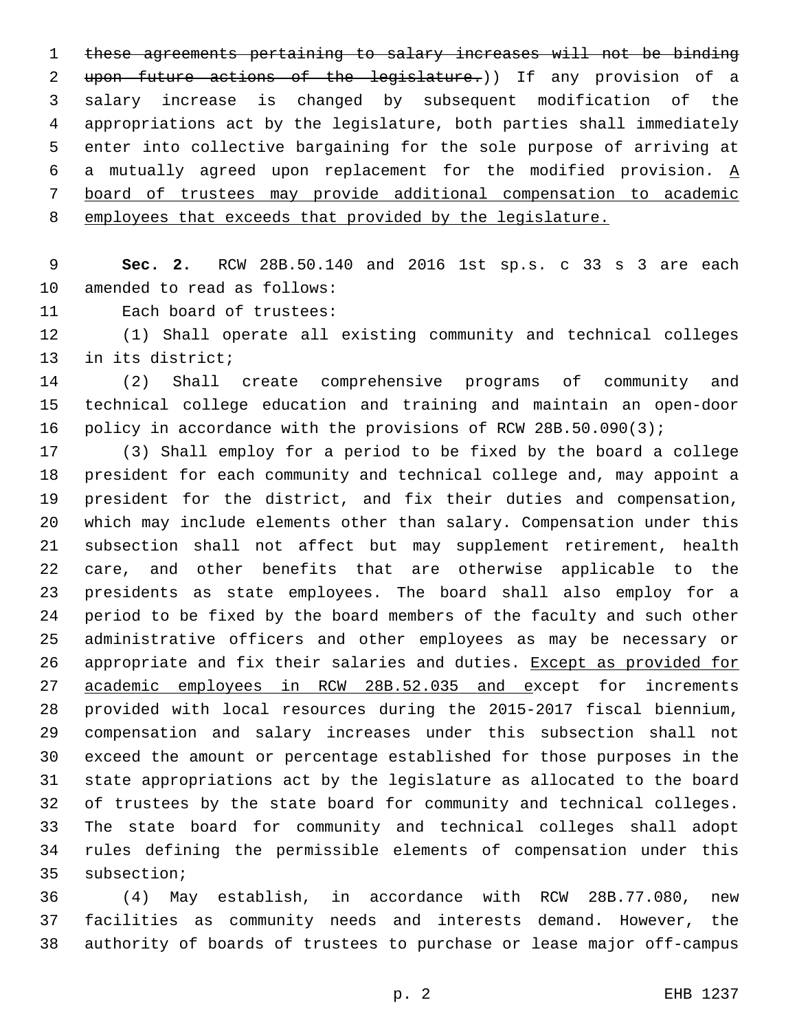~~these agreements pertaining to salary increases will not be binding upon future actions of the legislature.~~)) If any provision of a salary increase is changed by subsequent modification of the appropriations act by the legislature, both parties shall immediately enter into collective bargaining for the sole purpose of arriving at a mutually agreed upon replacement for the modified provision. <u>A board of trustees may provide additional compensation to academic employees that exceeds that provided by the legislature.</u>

**Sec. 2.** RCW 28B.50.140 and 2016 1st sp.s. c 33 s 3 are each amended to read as follows:

Each board of trustees:

(1) Shall operate all existing community and technical colleges in its district;

(2) Shall create comprehensive programs of community and technical college education and training and maintain an open-door policy in accordance with the provisions of RCW 28B.50.090(3);

(3) Shall employ for a period to be fixed by the board a college president for each community and technical college and, may appoint a president for the district, and fix their duties and compensation, which may include elements other than salary. Compensation under this subsection shall not affect but may supplement retirement, health care, and other benefits that are otherwise applicable to the presidents as state employees. The board shall also employ for a period to be fixed by the board members of the faculty and such other administrative officers and other employees as may be necessary or appropriate and fix their salaries and duties. <u>Except as provided for academic employees in RCW 28B.52.035 and e</u>xcept for increments provided with local resources during the 2015-2017 fiscal biennium, compensation and salary increases under this subsection shall not exceed the amount or percentage established for those purposes in the state appropriations act by the legislature as allocated to the board of trustees by the state board for community and technical colleges. The state board for community and technical colleges shall adopt rules defining the permissible elements of compensation under this subsection;

(4) May establish, in accordance with RCW 28B.77.080, new facilities as community needs and interests demand. However, the authority of boards of trustees to purchase or lease major off-campus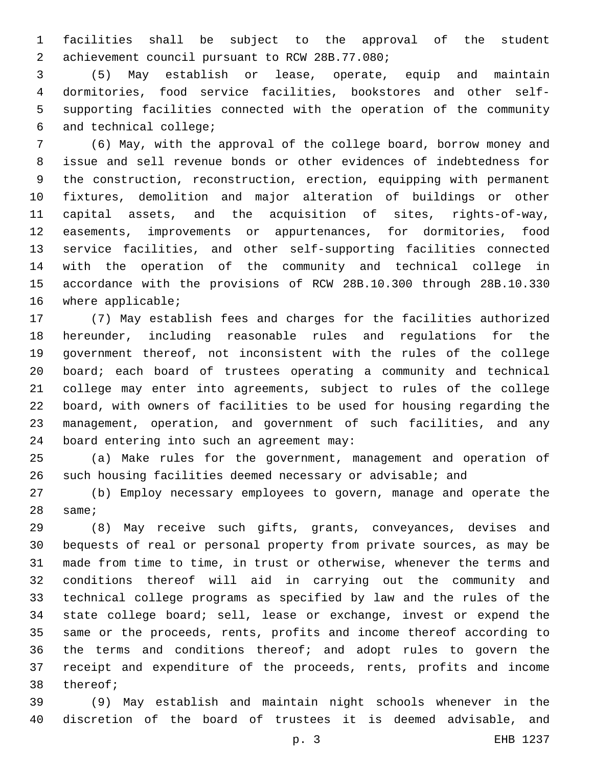facilities shall be subject to the approval of the student achievement council pursuant to RCW 28B.77.080;

(5) May establish or lease, operate, equip and maintain dormitories, food service facilities, bookstores and other self-supporting facilities connected with the operation of the community and technical college;

(6) May, with the approval of the college board, borrow money and issue and sell revenue bonds or other evidences of indebtedness for the construction, reconstruction, erection, equipping with permanent fixtures, demolition and major alteration of buildings or other capital assets, and the acquisition of sites, rights-of-way, easements, improvements or appurtenances, for dormitories, food service facilities, and other self-supporting facilities connected with the operation of the community and technical college in accordance with the provisions of RCW 28B.10.300 through 28B.10.330 where applicable;

(7) May establish fees and charges for the facilities authorized hereunder, including reasonable rules and regulations for the government thereof, not inconsistent with the rules of the college board; each board of trustees operating a community and technical college may enter into agreements, subject to rules of the college board, with owners of facilities to be used for housing regarding the management, operation, and government of such facilities, and any board entering into such an agreement may:

(a) Make rules for the government, management and operation of such housing facilities deemed necessary or advisable; and

(b) Employ necessary employees to govern, manage and operate the same;

(8) May receive such gifts, grants, conveyances, devises and bequests of real or personal property from private sources, as may be made from time to time, in trust or otherwise, whenever the terms and conditions thereof will aid in carrying out the community and technical college programs as specified by law and the rules of the state college board; sell, lease or exchange, invest or expend the same or the proceeds, rents, profits and income thereof according to the terms and conditions thereof; and adopt rules to govern the receipt and expenditure of the proceeds, rents, profits and income thereof;

(9) May establish and maintain night schools whenever in the discretion of the board of trustees it is deemed advisable, and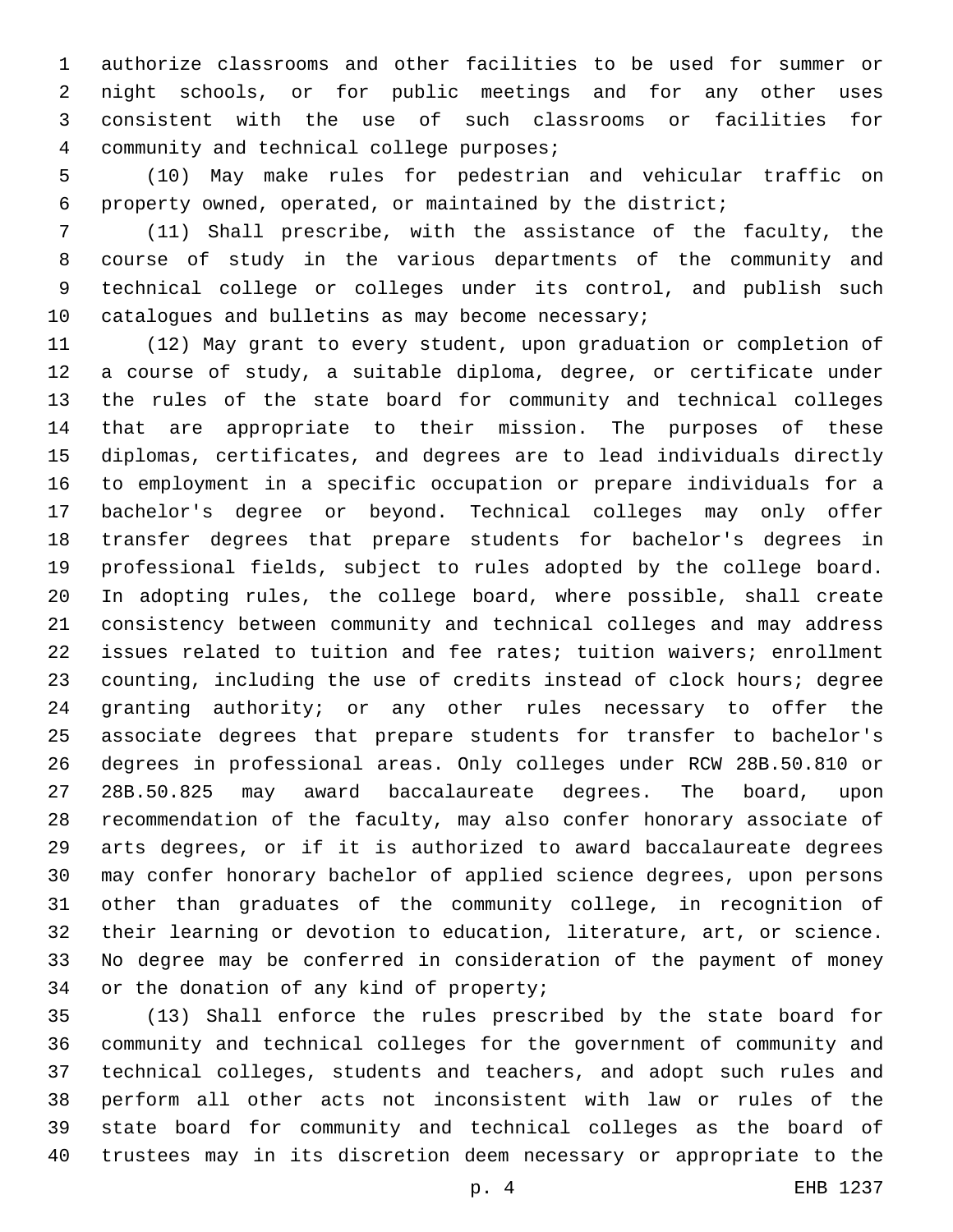authorize classrooms and other facilities to be used for summer or night schools, or for public meetings and for any other uses consistent with the use of such classrooms or facilities for community and technical college purposes;

(10) May make rules for pedestrian and vehicular traffic on property owned, operated, or maintained by the district;

(11) Shall prescribe, with the assistance of the faculty, the course of study in the various departments of the community and technical college or colleges under its control, and publish such catalogues and bulletins as may become necessary;

(12) May grant to every student, upon graduation or completion of a course of study, a suitable diploma, degree, or certificate under the rules of the state board for community and technical colleges that are appropriate to their mission. The purposes of these diplomas, certificates, and degrees are to lead individuals directly to employment in a specific occupation or prepare individuals for a bachelor's degree or beyond. Technical colleges may only offer transfer degrees that prepare students for bachelor's degrees in professional fields, subject to rules adopted by the college board. In adopting rules, the college board, where possible, shall create consistency between community and technical colleges and may address issues related to tuition and fee rates; tuition waivers; enrollment counting, including the use of credits instead of clock hours; degree granting authority; or any other rules necessary to offer the associate degrees that prepare students for transfer to bachelor's degrees in professional areas. Only colleges under RCW 28B.50.810 or 28B.50.825 may award baccalaureate degrees. The board, upon recommendation of the faculty, may also confer honorary associate of arts degrees, or if it is authorized to award baccalaureate degrees may confer honorary bachelor of applied science degrees, upon persons other than graduates of the community college, in recognition of their learning or devotion to education, literature, art, or science. No degree may be conferred in consideration of the payment of money or the donation of any kind of property;

(13) Shall enforce the rules prescribed by the state board for community and technical colleges for the government of community and technical colleges, students and teachers, and adopt such rules and perform all other acts not inconsistent with law or rules of the state board for community and technical colleges as the board of trustees may in its discretion deem necessary or appropriate to the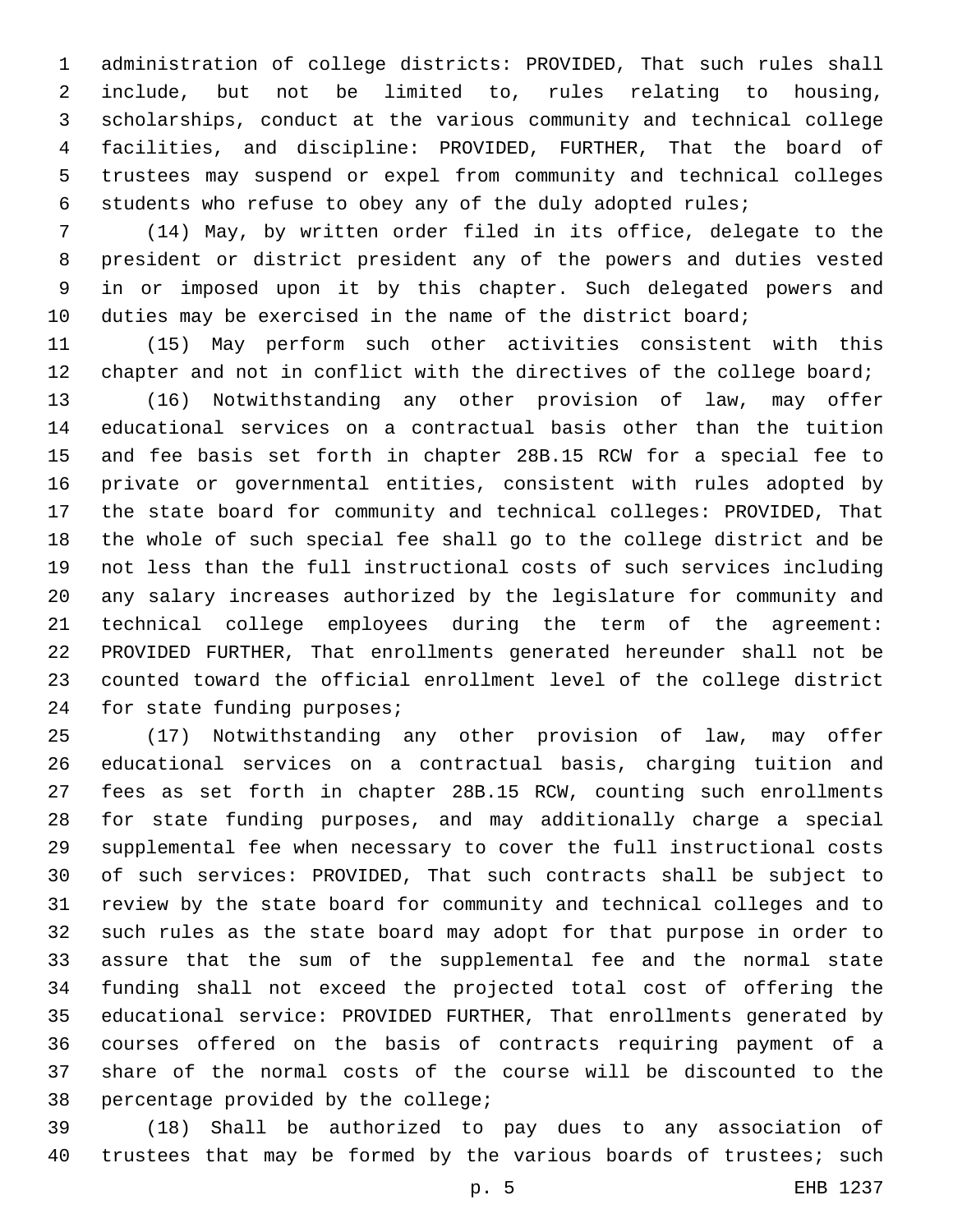administration of college districts: PROVIDED, That such rules shall include, but not be limited to, rules relating to housing, scholarships, conduct at the various community and technical college facilities, and discipline: PROVIDED, FURTHER, That the board of trustees may suspend or expel from community and technical colleges students who refuse to obey any of the duly adopted rules;

(14) May, by written order filed in its office, delegate to the president or district president any of the powers and duties vested in or imposed upon it by this chapter. Such delegated powers and duties may be exercised in the name of the district board;

(15) May perform such other activities consistent with this chapter and not in conflict with the directives of the college board;

(16) Notwithstanding any other provision of law, may offer educational services on a contractual basis other than the tuition and fee basis set forth in chapter 28B.15 RCW for a special fee to private or governmental entities, consistent with rules adopted by the state board for community and technical colleges: PROVIDED, That the whole of such special fee shall go to the college district and be not less than the full instructional costs of such services including any salary increases authorized by the legislature for community and technical college employees during the term of the agreement: PROVIDED FURTHER, That enrollments generated hereunder shall not be counted toward the official enrollment level of the college district for state funding purposes;

(17) Notwithstanding any other provision of law, may offer educational services on a contractual basis, charging tuition and fees as set forth in chapter 28B.15 RCW, counting such enrollments for state funding purposes, and may additionally charge a special supplemental fee when necessary to cover the full instructional costs of such services: PROVIDED, That such contracts shall be subject to review by the state board for community and technical colleges and to such rules as the state board may adopt for that purpose in order to assure that the sum of the supplemental fee and the normal state funding shall not exceed the projected total cost of offering the educational service: PROVIDED FURTHER, That enrollments generated by courses offered on the basis of contracts requiring payment of a share of the normal costs of the course will be discounted to the percentage provided by the college;

(18) Shall be authorized to pay dues to any association of trustees that may be formed by the various boards of trustees; such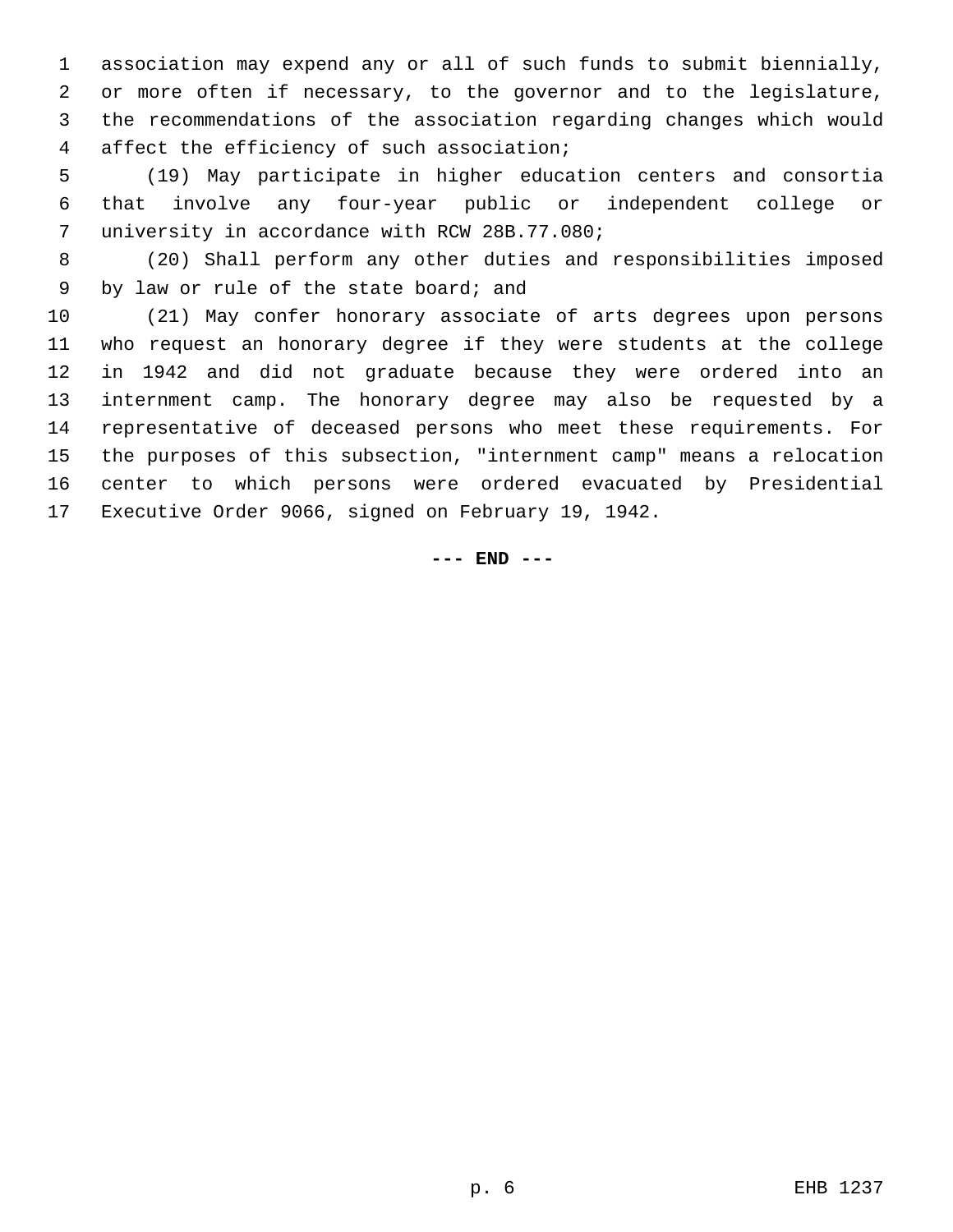association may expend any or all of such funds to submit biennially, or more often if necessary, to the governor and to the legislature, the recommendations of the association regarding changes which would affect the efficiency of such association;

(19) May participate in higher education centers and consortia that involve any four-year public or independent college or university in accordance with RCW 28B.77.080;

(20) Shall perform any other duties and responsibilities imposed by law or rule of the state board; and

(21) May confer honorary associate of arts degrees upon persons who request an honorary degree if they were students at the college in 1942 and did not graduate because they were ordered into an internment camp. The honorary degree may also be requested by a representative of deceased persons who meet these requirements. For the purposes of this subsection, "internment camp" means a relocation center to which persons were ordered evacuated by Presidential Executive Order 9066, signed on February 19, 1942.

**--- END ---**